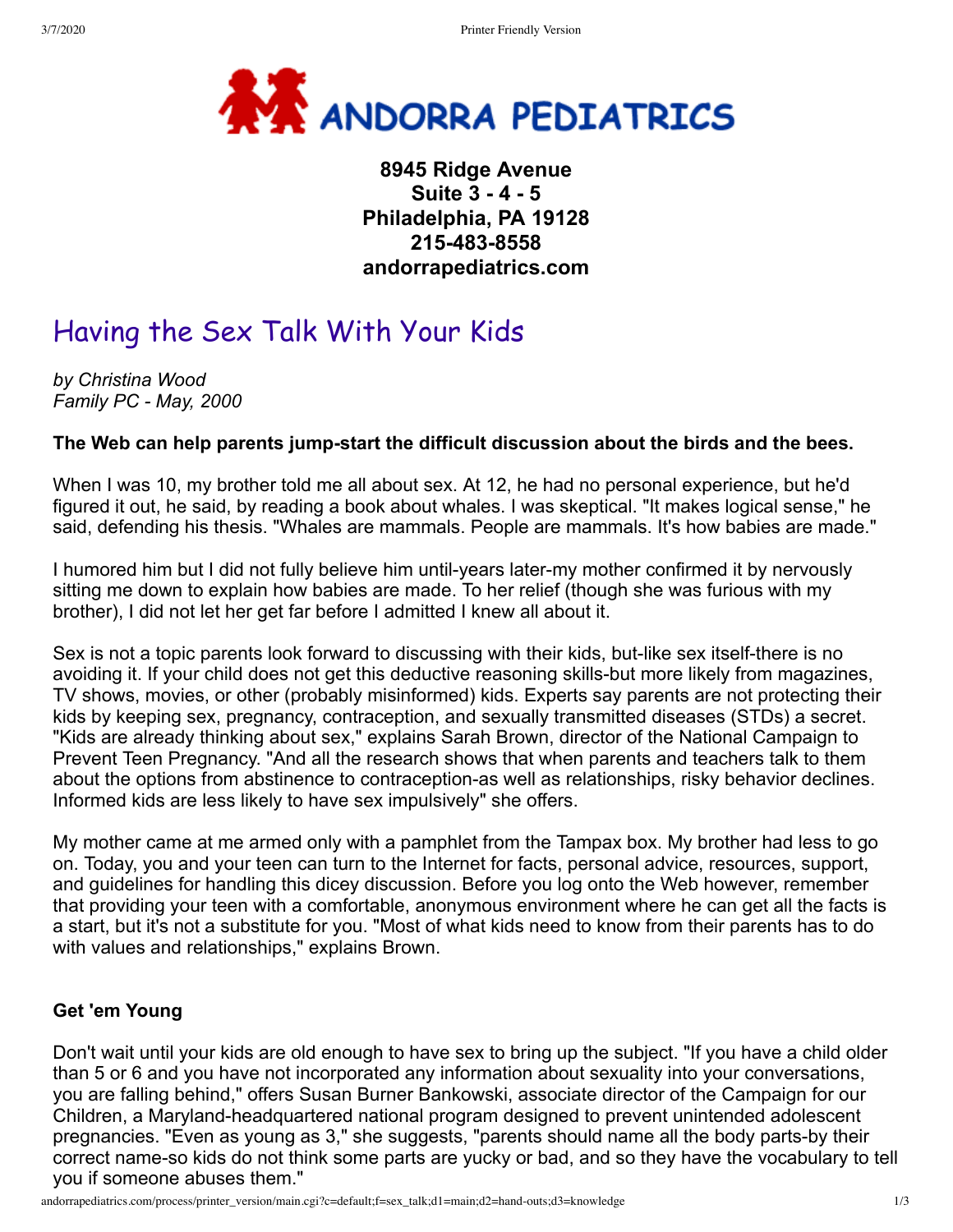# ANDORRA PEDIATRICS

**8945 Ridge Avenue**
**Suite 3 - 4 - 5**
**Philadelphia, PA 19128**
**215-483-8558**
**andorrapediatrics.com**

## Having the Sex Talk With Your Kids

*by Christina Wood*
*Family PC - May, 2000*

**The Web can help parents jump-start the difficult discussion about the birds and the bees.**

When I was 10, my brother told me all about sex. At 12, he had no personal experience, but he'd figured it out, he said, by reading a book about whales. I was skeptical. "It makes logical sense," he said, defending his thesis. "Whales are mammals. People are mammals. It's how babies are made."

I humored him but I did not fully believe him until-years later-my mother confirmed it by nervously sitting me down to explain how babies are made. To her relief (though she was furious with my brother), I did not let her get far before I admitted I knew all about it.

Sex is not a topic parents look forward to discussing with their kids, but-like sex itself-there is no avoiding it. If your child does not get this deductive reasoning skills-but more likely from magazines, TV shows, movies, or other (probably misinformed) kids. Experts say parents are not protecting their kids by keeping sex, pregnancy, contraception, and sexually transmitted diseases (STDs) a secret. "Kids are already thinking about sex," explains Sarah Brown, director of the National Campaign to Prevent Teen Pregnancy. "And all the research shows that when parents and teachers talk to them about the options from abstinence to contraception-as well as relationships, risky behavior declines. Informed kids are less likely to have sex impulsively" she offers.

My mother came at me armed only with a pamphlet from the Tampax box. My brother had less to go on. Today, you and your teen can turn to the Internet for facts, personal advice, resources, support, and guidelines for handling this dicey discussion. Before you log onto the Web however, remember that providing your teen with a comfortable, anonymous environment where he can get all the facts is a start, but it's not a substitute for you. "Most of what kids need to know from their parents has to do with values and relationships," explains Brown.

### Get 'em Young

Don't wait until your kids are old enough to have sex to bring up the subject. "If you have a child older than 5 or 6 and you have not incorporated any information about sexuality into your conversations, you are falling behind," offers Susan Burner Bankowski, associate director of the Campaign for our Children, a Maryland-headquartered national program designed to prevent unintended adolescent pregnancies. "Even as young as 3," she suggests, "parents should name all the body parts-by their correct name-so kids do not think some parts are yucky or bad, and so they have the vocabulary to tell you if someone abuses them."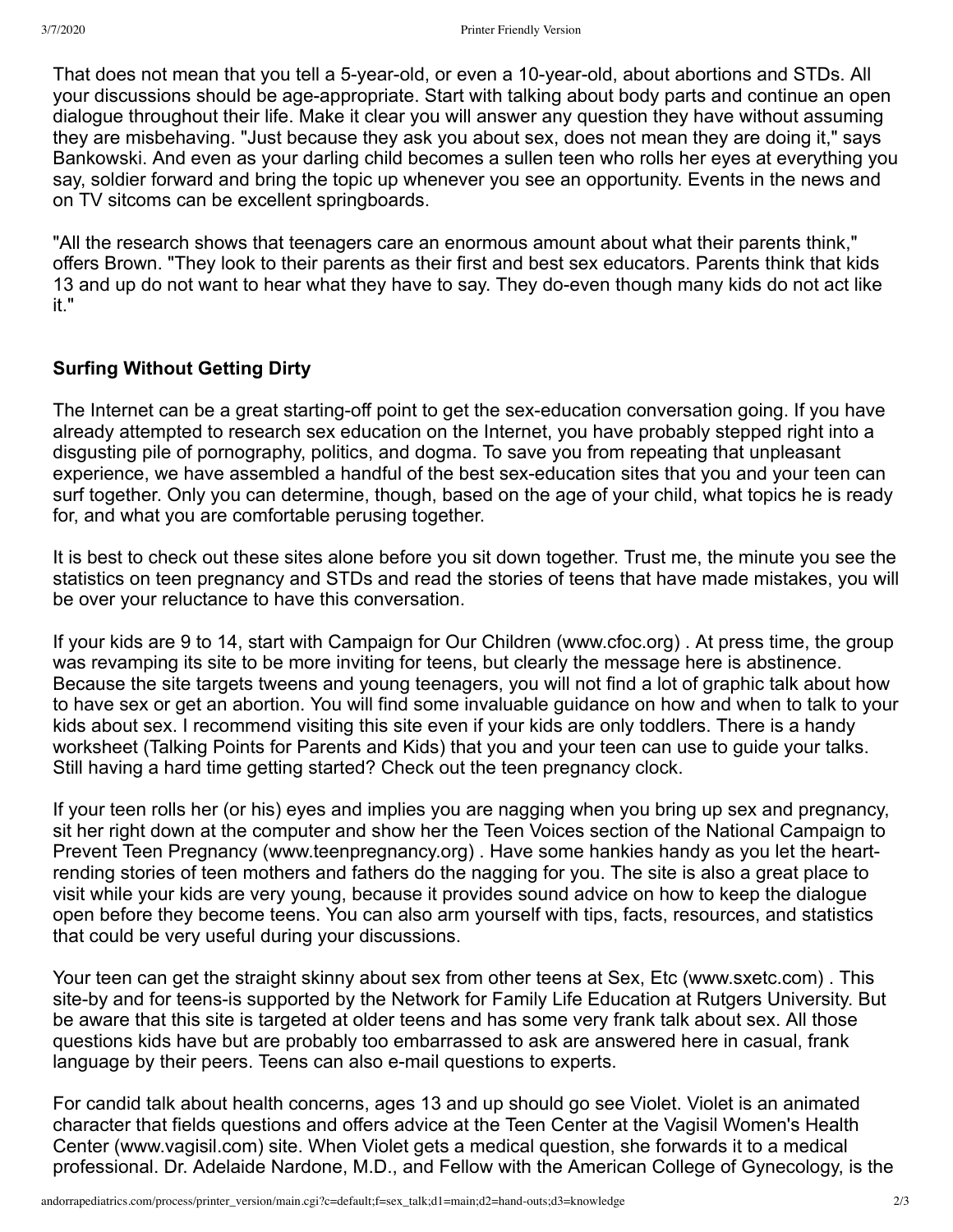That does not mean that you tell a 5-year-old, or even a 10-year-old, about abortions and STDs. All your discussions should be age-appropriate. Start with talking about body parts and continue an open dialogue throughout their life. Make it clear you will answer any question they have without assuming they are misbehaving. "Just because they ask you about sex, does not mean they are doing it," says Bankowski. And even as your darling child becomes a sullen teen who rolls her eyes at everything you say, soldier forward and bring the topic up whenever you see an opportunity. Events in the news and on TV sitcoms can be excellent springboards.

"All the research shows that teenagers care an enormous amount about what their parents think," offers Brown. "They look to their parents as their first and best sex educators. Parents think that kids 13 and up do not want to hear what they have to say. They do-even though many kids do not act like it."

**Surfing Without Getting Dirty**

The Internet can be a great starting-off point to get the sex-education conversation going. If you have already attempted to research sex education on the Internet, you have probably stepped right into a disgusting pile of pornography, politics, and dogma. To save you from repeating that unpleasant experience, we have assembled a handful of the best sex-education sites that you and your teen can surf together. Only you can determine, though, based on the age of your child, what topics he is ready for, and what you are comfortable perusing together.

It is best to check out these sites alone before you sit down together. Trust me, the minute you see the statistics on teen pregnancy and STDs and read the stories of teens that have made mistakes, you will be over your reluctance to have this conversation.

If your kids are 9 to 14, start with Campaign for Our Children (www.cfoc.org) . At press time, the group was revamping its site to be more inviting for teens, but clearly the message here is abstinence. Because the site targets tweens and young teenagers, you will not find a lot of graphic talk about how to have sex or get an abortion. You will find some invaluable guidance on how and when to talk to your kids about sex. I recommend visiting this site even if your kids are only toddlers. There is a handy worksheet (Talking Points for Parents and Kids) that you and your teen can use to guide your talks. Still having a hard time getting started? Check out the teen pregnancy clock.

If your teen rolls her (or his) eyes and implies you are nagging when you bring up sex and pregnancy, sit her right down at the computer and show her the Teen Voices section of the National Campaign to Prevent Teen Pregnancy (www.teenpregnancy.org) . Have some hankies handy as you let the heart-rending stories of teen mothers and fathers do the nagging for you. The site is also a great place to visit while your kids are very young, because it provides sound advice on how to keep the dialogue open before they become teens. You can also arm yourself with tips, facts, resources, and statistics that could be very useful during your discussions.

Your teen can get the straight skinny about sex from other teens at Sex, Etc (www.sxetc.com) . This site-by and for teens-is supported by the Network for Family Life Education at Rutgers University. But be aware that this site is targeted at older teens and has some very frank talk about sex. All those questions kids have but are probably too embarrassed to ask are answered here in casual, frank language by their peers. Teens can also e-mail questions to experts.

For candid talk about health concerns, ages 13 and up should go see Violet. Violet is an animated character that fields questions and offers advice at the Teen Center at the Vagisil Women's Health Center (www.vagisil.com) site. When Violet gets a medical question, she forwards it to a medical professional. Dr. Adelaide Nardone, M.D., and Fellow with the American College of Gynecology, is the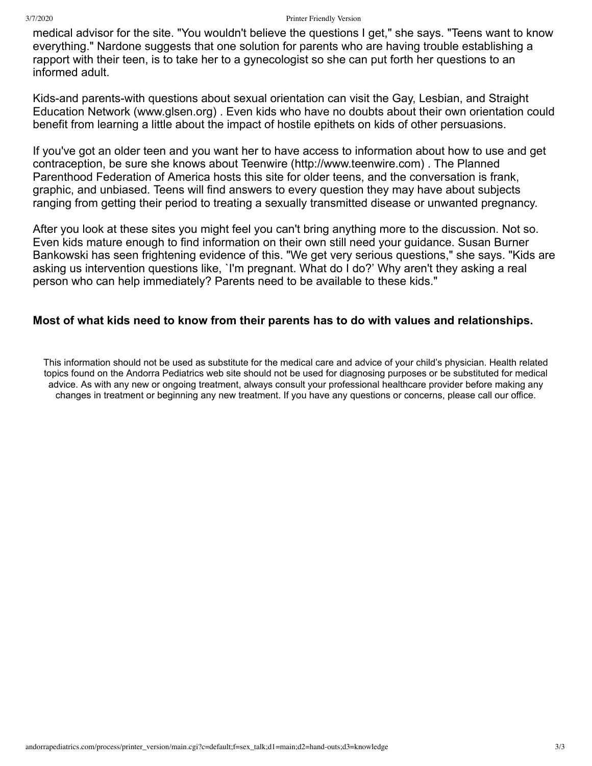medical advisor for the site. "You wouldn't believe the questions I get," she says. "Teens want to know everything." Nardone suggests that one solution for parents who are having trouble establishing a rapport with their teen, is to take her to a gynecologist so she can put forth her questions to an informed adult.

Kids-and parents-with questions about sexual orientation can visit the Gay, Lesbian, and Straight Education Network (www.glsen.org) . Even kids who have no doubts about their own orientation could benefit from learning a little about the impact of hostile epithets on kids of other persuasions.

If you've got an older teen and you want her to have access to information about how to use and get contraception, be sure she knows about Teenwire (http://www.teenwire.com) . The Planned Parenthood Federation of America hosts this site for older teens, and the conversation is frank, graphic, and unbiased. Teens will find answers to every question they may have about subjects ranging from getting their period to treating a sexually transmitted disease or unwanted pregnancy.

After you look at these sites you might feel you can't bring anything more to the discussion. Not so. Even kids mature enough to find information on their own still need your guidance. Susan Burner Bankowski has seen frightening evidence of this. "We get very serious questions," she says. "Kids are asking us intervention questions like, `I'm pregnant. What do I do?' Why aren't they asking a real person who can help immediately? Parents need to be available to these kids."

**Most of what kids need to know from their parents has to do with values and relationships.**

This information should not be used as substitute for the medical care and advice of your child's physician. Health related topics found on the Andorra Pediatrics web site should not be used for diagnosing purposes or be substituted for medical advice. As with any new or ongoing treatment, always consult your professional healthcare provider before making any changes in treatment or beginning any new treatment. If you have any questions or concerns, please call our office.